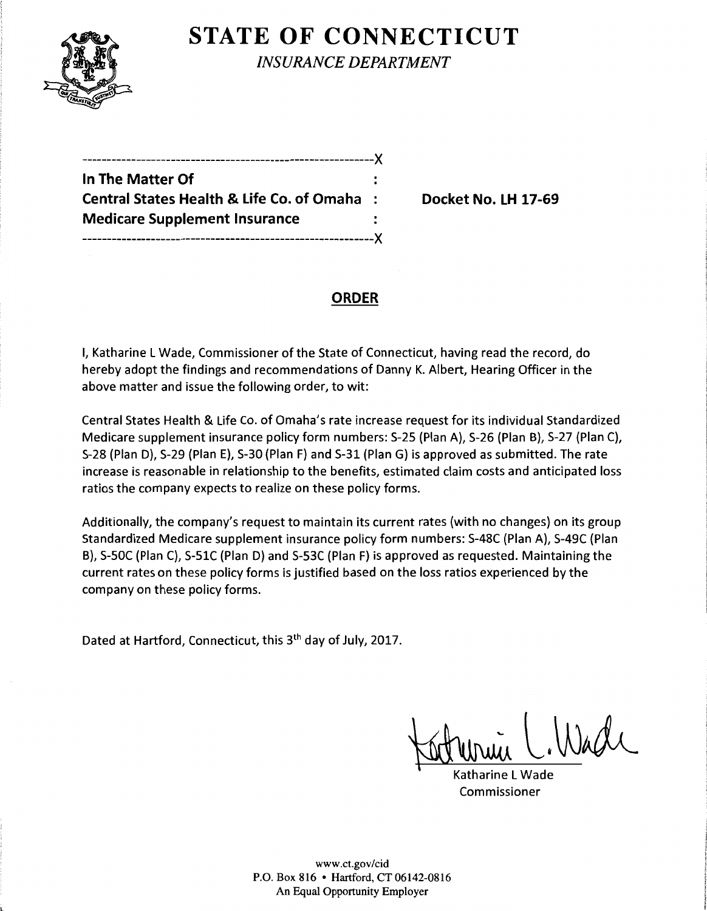# STATE OF CONNECTICUT

*INSURANCE DEPARTMENT*

---------------------------------------------------------------X

**In The Matter Of** :

**Central States Health & Life Co. of Omaha** : **Docket No. LH 17-69**

**Medicare Supplement Insurance** :

---------------------------------------------------------------X

## ORDER

I, Katharine L Wade, Commissioner of the State of Connecticut, having read the record, do hereby adopt the findings and recommendations of Danny K. Albert, Hearing Officer in the above matter and issue the following order, to wit:

Central States Health & Life Co. of Omaha's rate increase request for its individual Standardized Medicare supplement insurance policy form numbers: S-25 (Plan A), S-26 (Plan B), S-27 (Plan C), S-28 (Plan D), S-29 (Plan E), S-30 (Plan F) and S-31 (Plan G) is approved as submitted. The rate increase is reasonable in relationship to the benefits, estimated claim costs and anticipated loss ratios the company expects to realize on these policy forms.

Additionally, the company's request to maintain its current rates (with no changes) on its group Standardized Medicare supplement insurance policy form numbers: S-48C (Plan A), S-49C (Plan B), S-50C (Plan C), S-51C (Plan D) and S-53C (Plan F) is approved as requested. Maintaining the current rates on these policy forms is justified based on the loss ratios experienced by the company on these policy forms.

Dated at Hartford, Connecticut, this 3th day of July, 2017.

Katharine L Wade
Commissioner

www.ct.gov/cid
P.O. Box 816 • Hartford, CT 06142-0816
An Equal Opportunity Employer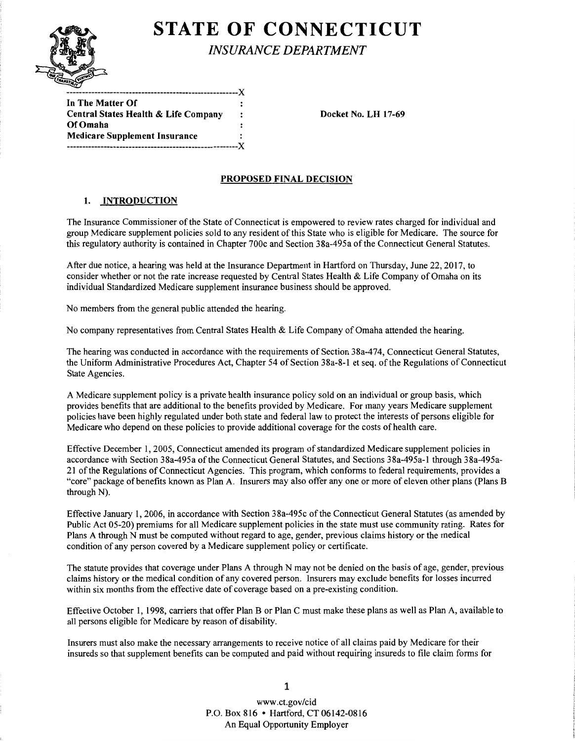# STATE OF CONNECTICUT

*INSURANCE DEPARTMENT*

```
------------------------------------------------------X
In The Matter Of                                      :
Central States Health & Life Company                  :     Docket No. LH 17-69
Of Omaha                                              :
Medicare Supplement Insurance                         :
------------------------------------------------------X
```

## PROPOSED FINAL DECISION

### 1. INTRODUCTION

The Insurance Commissioner of the State of Connecticut is empowered to review rates charged for individual and group Medicare supplement policies sold to any resident of this State who is eligible for Medicare. The source for this regulatory authority is contained in Chapter 700c and Section 38a-495a of the Connecticut General Statutes.

After due notice, a hearing was held at the Insurance Department in Hartford on Thursday, June 22, 2017, to consider whether or not the rate increase requested by Central States Health & Life Company of Omaha on its individual Standardized Medicare supplement insurance business should be approved.

No members from the general public attended the hearing.

No company representatives from Central States Health & Life Company of Omaha attended the hearing.

The hearing was conducted in accordance with the requirements of Section 38a-474, Connecticut General Statutes, the Uniform Administrative Procedures Act, Chapter 54 of Section 38a-8-1 et seq. of the Regulations of Connecticut State Agencies.

A Medicare supplement policy is a private health insurance policy sold on an individual or group basis, which provides benefits that are additional to the benefits provided by Medicare. For many years Medicare supplement policies have been highly regulated under both state and federal law to protect the interests of persons eligible for Medicare who depend on these policies to provide additional coverage for the costs of health care.

Effective December 1, 2005, Connecticut amended its program of standardized Medicare supplement policies in accordance with Section 38a-495a of the Connecticut General Statutes, and Sections 38a-495a-1 through 38a-495a-21 of the Regulations of Connecticut Agencies. This program, which conforms to federal requirements, provides a "core" package of benefits known as Plan A. Insurers may also offer any one or more of eleven other plans (Plans B through N).

Effective January 1, 2006, in accordance with Section 38a-495c of the Connecticut General Statutes (as amended by Public Act 05-20) premiums for all Medicare supplement policies in the state must use community rating. Rates for Plans A through N must be computed without regard to age, gender, previous claims history or the medical condition of any person covered by a Medicare supplement policy or certificate.

The statute provides that coverage under Plans A through N may not be denied on the basis of age, gender, previous claims history or the medical condition of any covered person. Insurers may exclude benefits for losses incurred within six months from the effective date of coverage based on a pre-existing condition.

Effective October 1, 1998, carriers that offer Plan B or Plan C must make these plans as well as Plan A, available to all persons eligible for Medicare by reason of disability.

Insurers must also make the necessary arrangements to receive notice of all claims paid by Medicare for their insureds so that supplement benefits can be computed and paid without requiring insureds to file claim forms for

www.ct.gov/cid
P.O. Box 816 • Hartford, CT 06142-0816
An Equal Opportunity Employer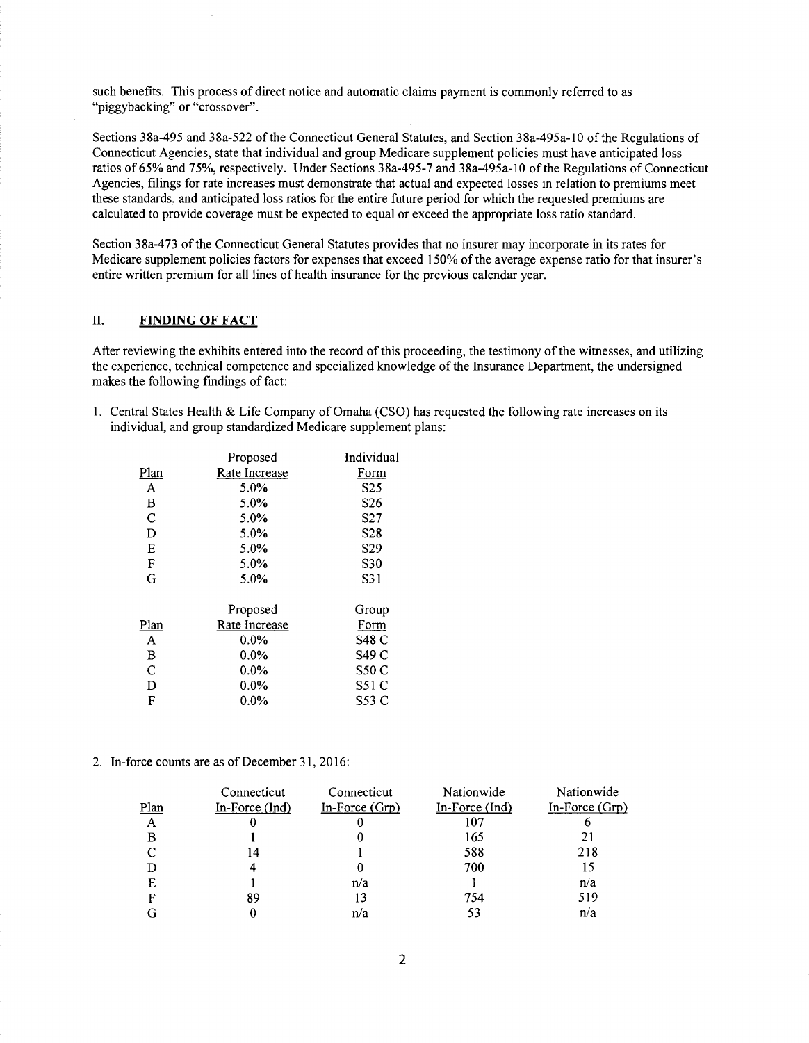such benefits. This process of direct notice and automatic claims payment is commonly referred to as "piggybacking" or "crossover".

Sections 38a-495 and 38a-522 of the Connecticut General Statutes, and Section 38a-495a-10 of the Regulations of Connecticut Agencies, state that individual and group Medicare supplement policies must have anticipated loss ratios of 65% and 75%, respectively. Under Sections 38a-495-7 and 38a-495a-10 of the Regulations of Connecticut Agencies, filings for rate increases must demonstrate that actual and expected losses in relation to premiums meet these standards, and anticipated loss ratios for the entire future period for which the requested premiums are calculated to provide coverage must be expected to equal or exceed the appropriate loss ratio standard.

Section 38a-473 of the Connecticut General Statutes provides that no insurer may incorporate in its rates for Medicare supplement policies factors for expenses that exceed 150% of the average expense ratio for that insurer's entire written premium for all lines of health insurance for the previous calendar year.

## II. FINDING OF FACT

After reviewing the exhibits entered into the record of this proceeding, the testimony of the witnesses, and utilizing the experience, technical competence and specialized knowledge of the Insurance Department, the undersigned makes the following findings of fact:

1. Central States Health & Life Company of Omaha (CSO) has requested the following rate increases on its individual, and group standardized Medicare supplement plans:

| Plan | Proposed Rate Increase | Individual Form |
|---|---|---|
| A | 5.0% | S25 |
| B | 5.0% | S26 |
| C | 5.0% | S27 |
| D | 5.0% | S28 |
| E | 5.0% | S29 |
| F | 5.0% | S30 |
| G | 5.0% | S31 |

| Plan | Proposed Rate Increase | Group Form |
|---|---|---|
| A | 0.0% | S48 C |
| B | 0.0% | S49 C |
| C | 0.0% | S50 C |
| D | 0.0% | S51 C |
| F | 0.0% | S53 C |

2. In-force counts are as of December 31, 2016:

| Plan | Connecticut In-Force (Ind) | Connecticut In-Force (Grp) | Nationwide In-Force (Ind) | Nationwide In-Force (Grp) |
|---|---|---|---|---|
| A | 0 | 0 | 107 | 6 |
| B | 1 | 0 | 165 | 21 |
| C | 14 | 1 | 588 | 218 |
| D | 4 | 0 | 700 | 15 |
| E | 1 | n/a | 1 | n/a |
| F | 89 | 13 | 754 | 519 |
| G | 0 | n/a | 53 | n/a |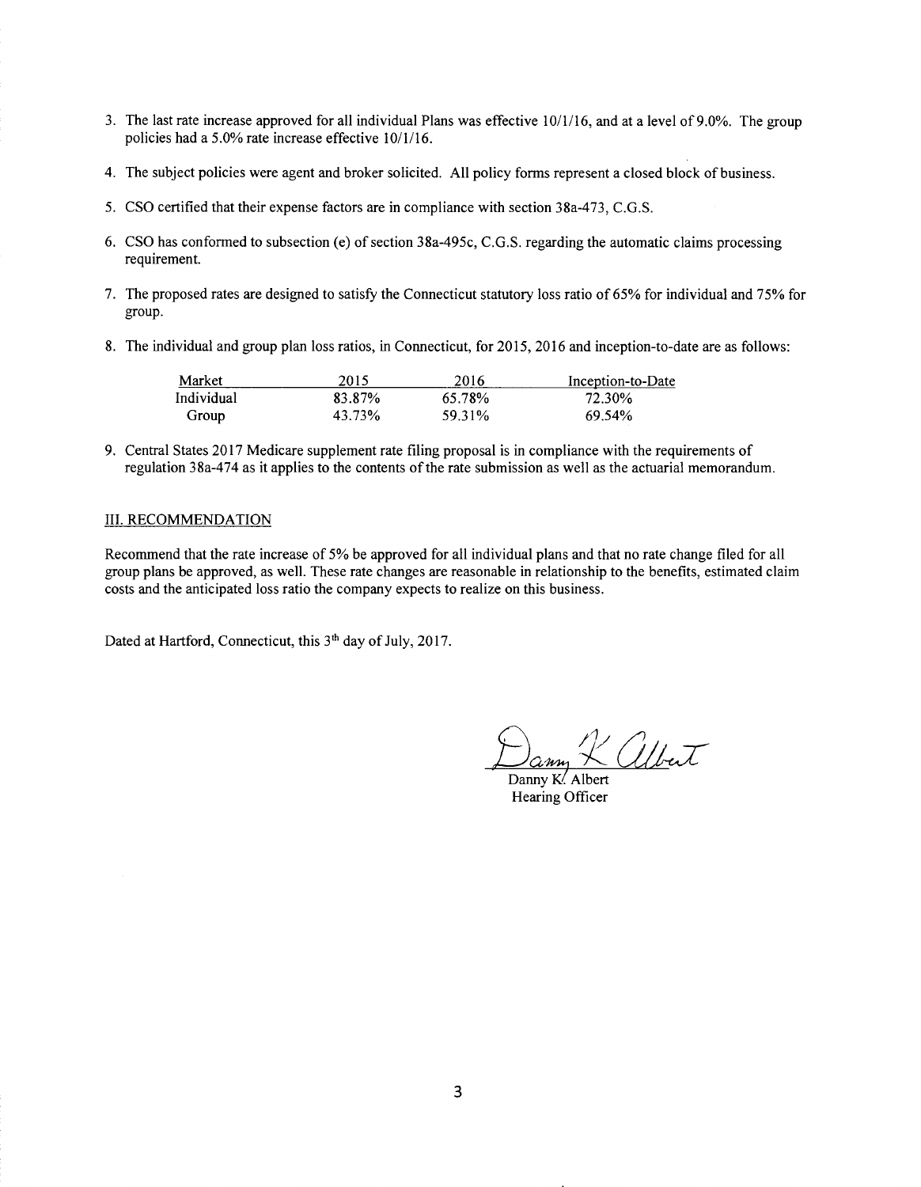3. The last rate increase approved for all individual Plans was effective 10/1/16, and at a level of 9.0%. The group policies had a 5.0% rate increase effective 10/1/16.

4. The subject policies were agent and broker solicited. All policy forms represent a closed block of business.

5. CSO certified that their expense factors are in compliance with section 38a-473, C.G.S.

6. CSO has conformed to subsection (e) of section 38a-495c, C.G.S. regarding the automatic claims processing requirement.

7. The proposed rates are designed to satisfy the Connecticut statutory loss ratio of 65% for individual and 75% for group.

8. The individual and group plan loss ratios, in Connecticut, for 2015, 2016 and inception-to-date are as follows:

| Market | 2015 | 2016 | Inception-to-Date |
|---|---|---|---|
| Individual | 83.87% | 65.78% | 72.30% |
| Group | 43.73% | 59.31% | 69.54% |

9. Central States 2017 Medicare supplement rate filing proposal is in compliance with the requirements of regulation 38a-474 as it applies to the contents of the rate submission as well as the actuarial memorandum.

## III. RECOMMENDATION

Recommend that the rate increase of 5% be approved for all individual plans and that no rate change filed for all group plans be approved, as well. These rate changes are reasonable in relationship to the benefits, estimated claim costs and the anticipated loss ratio the company expects to realize on this business.

Dated at Hartford, Connecticut, this 3th day of July, 2017.

Danny K. Albert
Hearing Officer